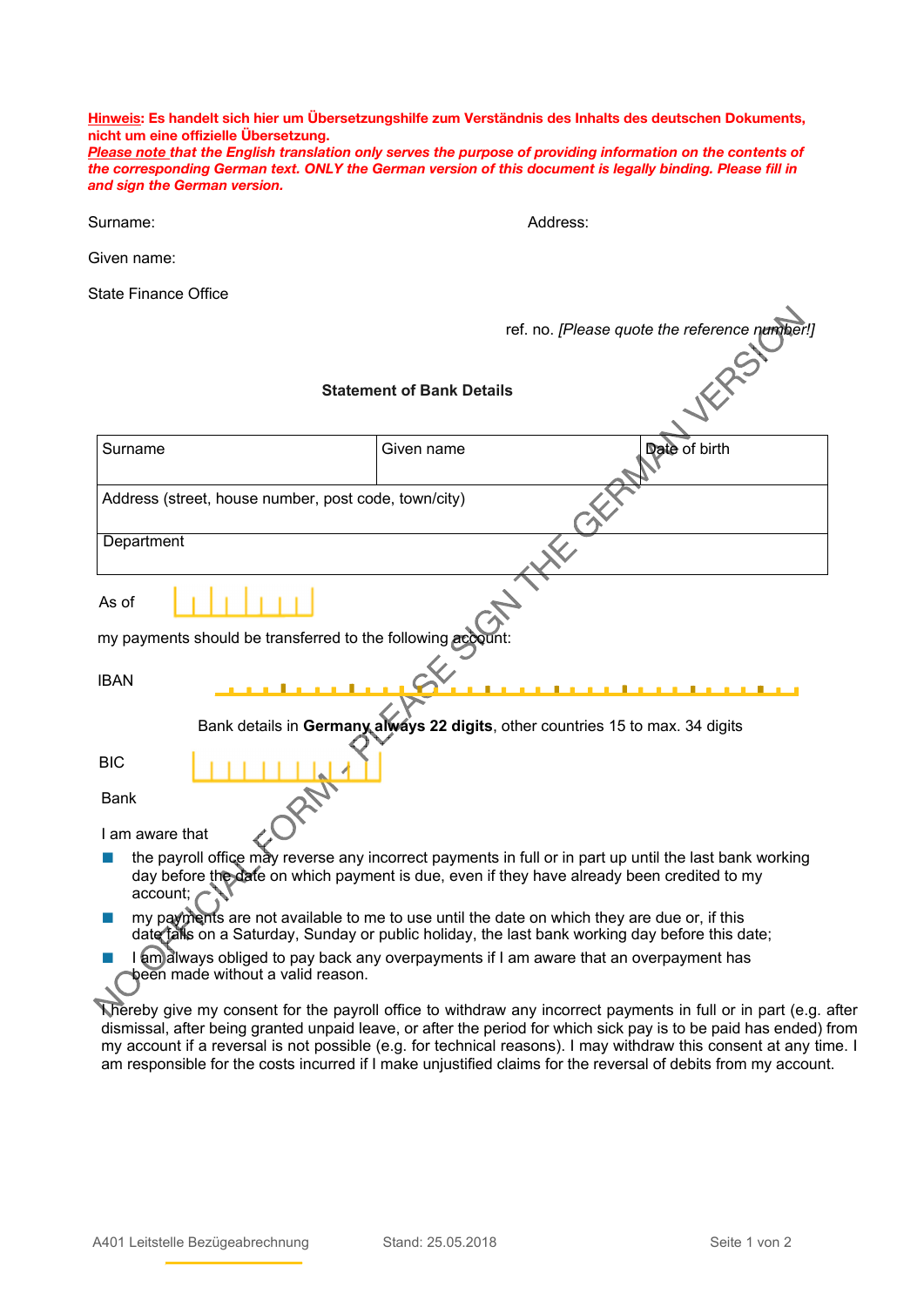**Hinweis: Es handelt sich hier um Übersetzungshilfe zum Verständnis des Inhalts des deutschen Dokuments, nicht um eine offizielle Übersetzung.**

***Please note that the English translation only serves the purpose of providing information on the contents of the corresponding German text. ONLY the German version of this document is legally binding. Please fill in and sign the German version.***

Surname:

Given name:

State Finance Office

Address:

ref. no. *[Please quote the reference number!]*

NO OFFICIAL FORM - PLEASE SIGN THE GERMAN VERSION

**Statement of Bank Details**

| Surname | Given name | Date of birth |
|---|---|---|
| Address (street, house number, post code, town/city) | | |
| Department | | |

As of

my payments should be transferred to the following account:

IBAN

Bank details in **Germany always 22 digits**, other countries 15 to max. 34 digits

BIC

Bank

I am aware that

- the payroll office may reverse any incorrect payments in full or in part up until the last bank working day before the date on which payment is due, even if they have already been credited to my account;
- my payments are not available to me to use until the date on which they are due or, if this date falls on a Saturday, Sunday or public holiday, the last bank working day before this date;
- I am always obliged to pay back any overpayments if I am aware that an overpayment has been made without a valid reason.

I hereby give my consent for the payroll office to withdraw any incorrect payments in full or in part (e.g. after dismissal, after being granted unpaid leave, or after the period for which sick pay is to be paid has ended) from my account if a reversal is not possible (e.g. for technical reasons). I may withdraw this consent at any time. I am responsible for the costs incurred if I make unjustified claims for the reversal of debits from my account.

A401 Leitstelle Bezügeabrechnung Stand: 25.05.2018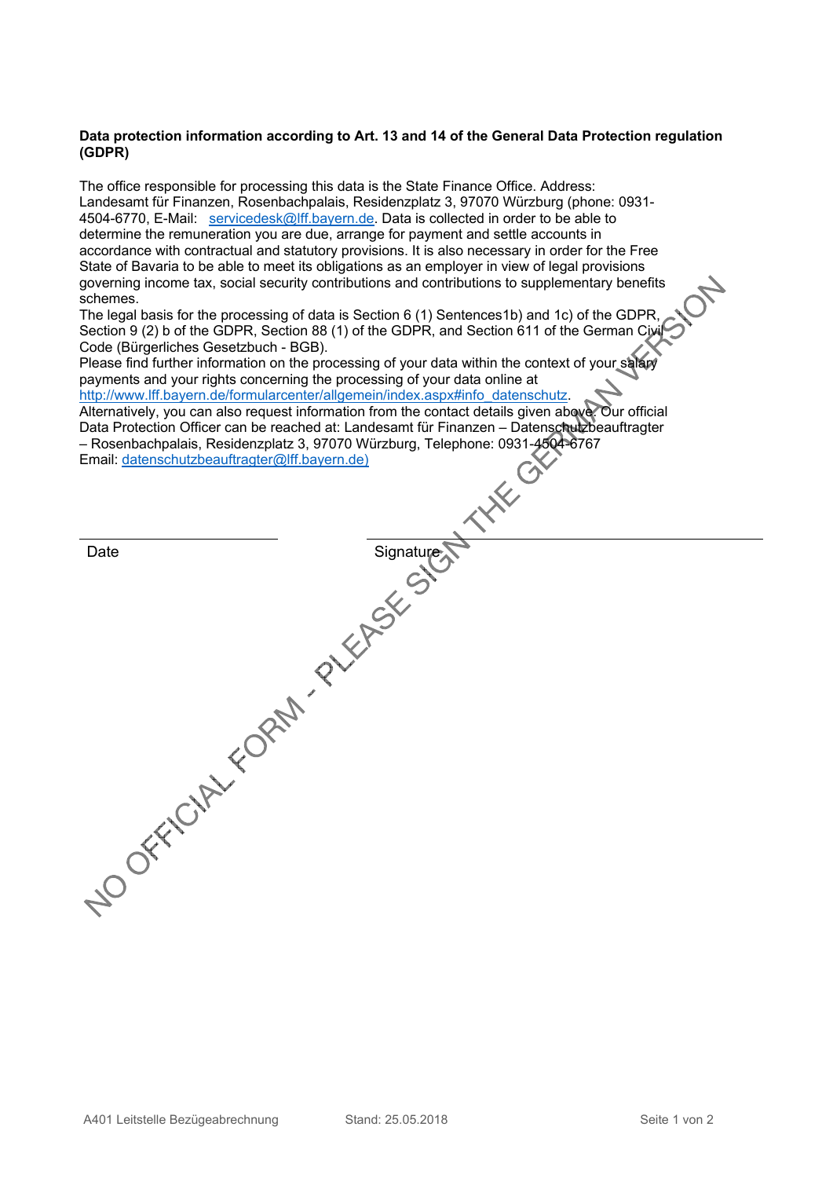**Data protection information according to Art. 13 and 14 of the General Data Protection regulation (GDPR)**

The office responsible for processing this data is the State Finance Office. Address: Landesamt für Finanzen, Rosenbachpalais, Residenzplatz 3, 97070 Würzburg (phone: 0931-4504-6770, E-Mail: servicedesk@lff.bayern.de. Data is collected in order to be able to determine the remuneration you are due, arrange for payment and settle accounts in accordance with contractual and statutory provisions. It is also necessary in order for the Free State of Bavaria to be able to meet its obligations as an employer in view of legal provisions governing income tax, social security contributions and contributions to supplementary benefits schemes.
The legal basis for the processing of data is Section 6 (1) Sentences1b) and 1c) of the GDPR, Section 9 (2) b of the GDPR, Section 88 (1) of the GDPR, and Section 611 of the German Civil Code (Bürgerliches Gesetzbuch - BGB).
Please find further information on the processing of your data within the context of your salary payments and your rights concerning the processing of your data online at http://www.lff.bayern.de/formularcenter/allgemein/index.aspx#info_datenschutz.
Alternatively, you can also request information from the contact details given above. Our official Data Protection Officer can be reached at: Landesamt für Finanzen – Datenschutzbeauftragter – Rosenbachpalais, Residenzplatz 3, 97070 Würzburg, Telephone: 0931-4504-6767
Email: datenschutzbeauftragter@lff.bayern.de)

Date

Signature

NO OFFICIAL FORM - PLEASE SIGN THE GERMAN VERSION

A401 Leitstelle Bezügeabrechnung    Stand: 25.05.2018